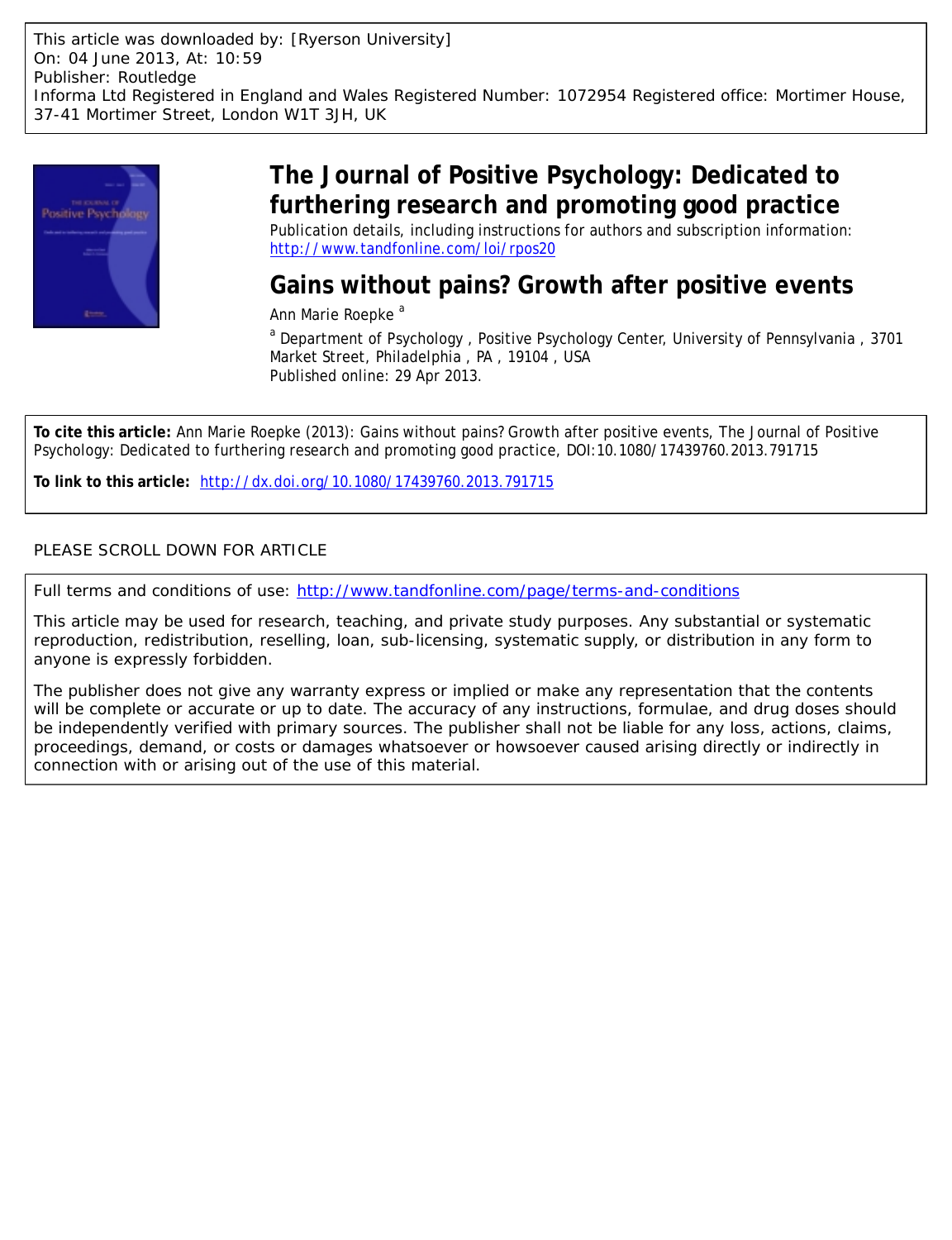This article was downloaded by: [Ryerson University]
On: 04 June 2013, At: 10:59
Publisher: Routledge
Informa Ltd Registered in England and Wales Registered Number: 1072954 Registered office: Mortimer House, 37-41 Mortimer Street, London W1T 3JH, UK

# The Journal of Positive Psychology: Dedicated to furthering research and promoting good practice

Publication details, including instructions for authors and subscription information:
http://www.tandfonline.com/loi/rpos20

## Gains without pains? Growth after positive events

Ann Marie Roepke [a]

[a] Department of Psychology , Positive Psychology Center, University of Pennsylvania , 3701 Market Street, Philadelphia , PA , 19104 , USA

Published online: 29 Apr 2013.

**To cite this article:** Ann Marie Roepke (2013): Gains without pains? Growth after positive events, The Journal of Positive Psychology: Dedicated to furthering research and promoting good practice, DOI:10.1080/17439760.2013.791715

**To link to this article:** http://dx.doi.org/10.1080/17439760.2013.791715

PLEASE SCROLL DOWN FOR ARTICLE

Full terms and conditions of use: http://www.tandfonline.com/page/terms-and-conditions

This article may be used for research, teaching, and private study purposes. Any substantial or systematic reproduction, redistribution, reselling, loan, sub-licensing, systematic supply, or distribution in any form to anyone is expressly forbidden.

The publisher does not give any warranty express or implied or make any representation that the contents will be complete or accurate or up to date. The accuracy of any instructions, formulae, and drug doses should be independently verified with primary sources. The publisher shall not be liable for any loss, actions, claims, proceedings, demand, or costs or damages whatsoever or howsoever caused arising directly or indirectly in connection with or arising out of the use of this material.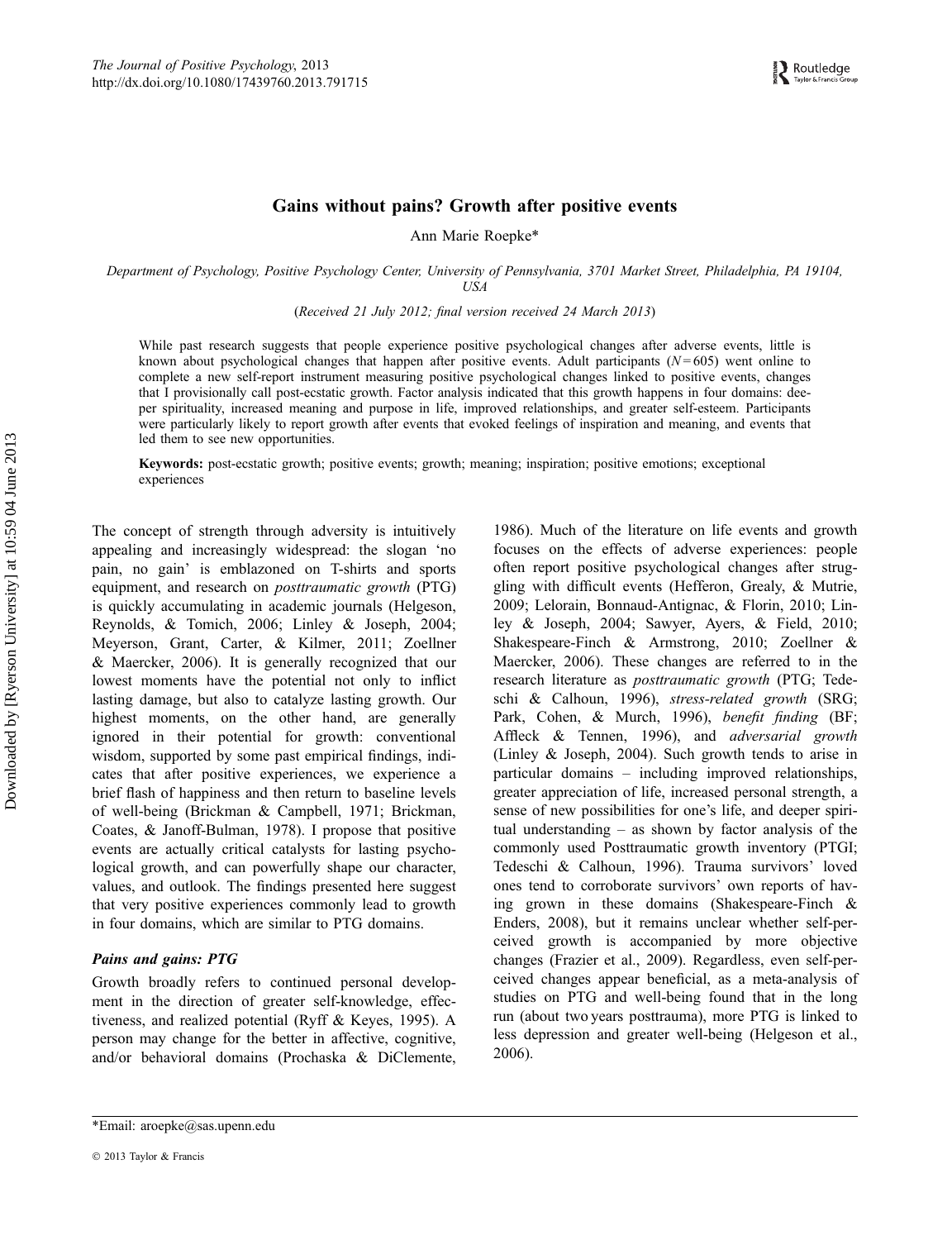# Gains without pains? Growth after positive events

Ann Marie Roepke*

*Department of Psychology, Positive Psychology Center, University of Pennsylvania, 3701 Market Street, Philadelphia, PA 19104, USA*

(*Received 21 July 2012; final version received 24 March 2013*)

While past research suggests that people experience positive psychological changes after adverse events, little is known about psychological changes that happen after positive events. Adult participants ($N = 605$) went online to complete a new self-report instrument measuring positive psychological changes linked to positive events, changes that I provisionally call post-ecstatic growth. Factor analysis indicated that this growth happens in four domains: deeper spirituality, increased meaning and purpose in life, improved relationships, and greater self-esteem. Participants were particularly likely to report growth after events that evoked feelings of inspiration and meaning, and events that led them to see new opportunities.

**Keywords:** post-ecstatic growth; positive events; growth; meaning; inspiration; positive emotions; exceptional experiences

The concept of strength through adversity is intuitively appealing and increasingly widespread: the slogan 'no pain, no gain' is emblazoned on T-shirts and sports equipment, and research on *posttraumatic growth* (PTG) is quickly accumulating in academic journals (Helgeson, Reynolds, & Tomich, 2006; Linley & Joseph, 2004; Meyerson, Grant, Carter, & Kilmer, 2011; Zoellner & Maercker, 2006). It is generally recognized that our lowest moments have the potential not only to inflict lasting damage, but also to catalyze lasting growth. Our highest moments, on the other hand, are generally ignored in their potential for growth: conventional wisdom, supported by some past empirical findings, indicates that after positive experiences, we experience a brief flash of happiness and then return to baseline levels of well-being (Brickman & Campbell, 1971; Brickman, Coates, & Janoff-Bulman, 1978). I propose that positive events are actually critical catalysts for lasting psychological growth, and can powerfully shape our character, values, and outlook. The findings presented here suggest that very positive experiences commonly lead to growth in four domains, which are similar to PTG domains.

### *Pains and gains: PTG*

Growth broadly refers to continued personal development in the direction of greater self-knowledge, effectiveness, and realized potential (Ryff & Keyes, 1995). A person may change for the better in affective, cognitive, and/or behavioral domains (Prochaska & DiClemente, 1986). Much of the literature on life events and growth focuses on the effects of adverse experiences: people often report positive psychological changes after struggling with difficult events (Hefferon, Grealy, & Mutrie, 2009; Lelorain, Bonnaud-Antignac, & Florin, 2010; Linley & Joseph, 2004; Sawyer, Ayers, & Field, 2010; Shakespeare-Finch & Armstrong, 2010; Zoellner & Maercker, 2006). These changes are referred to in the research literature as *posttraumatic growth* (PTG; Tedeschi & Calhoun, 1996), *stress-related growth* (SRG; Park, Cohen, & Murch, 1996), *benefit finding* (BF; Affleck & Tennen, 1996), and *adversarial growth* (Linley & Joseph, 2004). Such growth tends to arise in particular domains – including improved relationships, greater appreciation of life, increased personal strength, a sense of new possibilities for one's life, and deeper spiritual understanding – as shown by factor analysis of the commonly used Posttraumatic growth inventory (PTGI; Tedeschi & Calhoun, 1996). Trauma survivors' loved ones tend to corroborate survivors' own reports of having grown in these domains (Shakespeare-Finch & Enders, 2008), but it remains unclear whether self-perceived growth is accompanied by more objective changes (Frazier et al., 2009). Regardless, even self-perceived changes appear beneficial, as a meta-analysis of studies on PTG and well-being found that in the long run (about two years posttrauma), more PTG is linked to less depression and greater well-being (Helgeson et al., 2006).

*Email: aroepke@sas.upenn.edu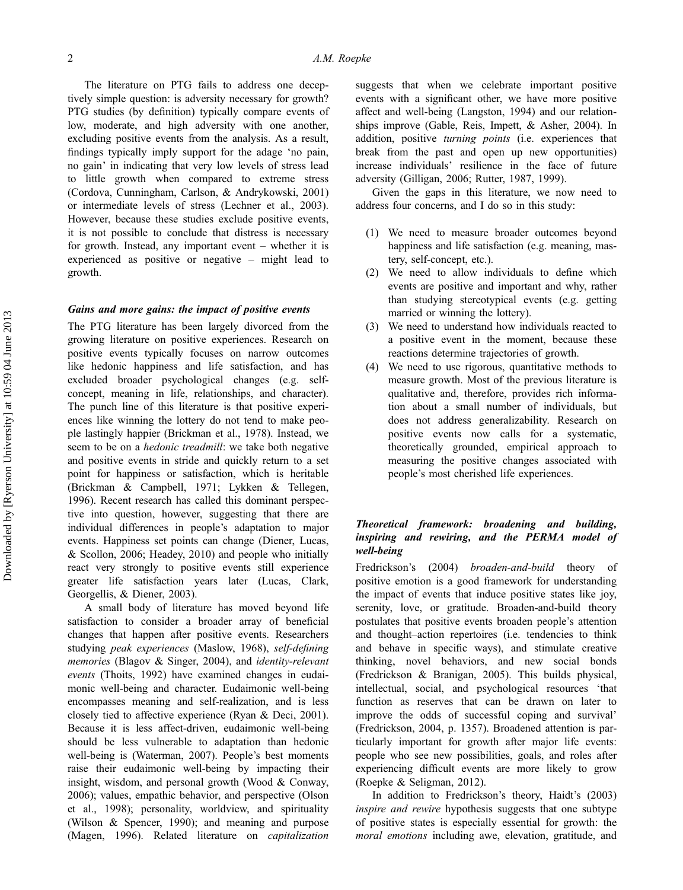The literature on PTG fails to address one deceptively simple question: is adversity necessary for growth? PTG studies (by definition) typically compare events of low, moderate, and high adversity with one another, excluding positive events from the analysis. As a result, findings typically imply support for the adage 'no pain, no gain' in indicating that very low levels of stress lead to little growth when compared to extreme stress (Cordova, Cunningham, Carlson, & Andrykowski, 2001) or intermediate levels of stress (Lechner et al., 2003). However, because these studies exclude positive events, it is not possible to conclude that distress is necessary for growth. Instead, any important event – whether it is experienced as positive or negative – might lead to growth.

### *Gains and more gains: the impact of positive events*

The PTG literature has been largely divorced from the growing literature on positive experiences. Research on positive events typically focuses on narrow outcomes like hedonic happiness and life satisfaction, and has excluded broader psychological changes (e.g. self-concept, meaning in life, relationships, and character). The punch line of this literature is that positive experiences like winning the lottery do not tend to make people lastingly happier (Brickman et al., 1978). Instead, we seem to be on a *hedonic treadmill*: we take both negative and positive events in stride and quickly return to a set point for happiness or satisfaction, which is heritable (Brickman & Campbell, 1971; Lykken & Tellegen, 1996). Recent research has called this dominant perspective into question, however, suggesting that there are individual differences in people's adaptation to major events. Happiness set points can change (Diener, Lucas, & Scollon, 2006; Headey, 2010) and people who initially react very strongly to positive events still experience greater life satisfaction years later (Lucas, Clark, Georgellis, & Diener, 2003).

A small body of literature has moved beyond life satisfaction to consider a broader array of beneficial changes that happen after positive events. Researchers studying *peak experiences* (Maslow, 1968), *self-defining memories* (Blagov & Singer, 2004), and *identity-relevant events* (Thoits, 1992) have examined changes in eudaimonic well-being and character. Eudaimonic well-being encompasses meaning and self-realization, and is less closely tied to affective experience (Ryan & Deci, 2001). Because it is less affect-driven, eudaimonic well-being should be less vulnerable to adaptation than hedonic well-being is (Waterman, 2007). People's best moments raise their eudaimonic well-being by impacting their insight, wisdom, and personal growth (Wood & Conway, 2006); values, empathic behavior, and perspective (Olson et al., 1998); personality, worldview, and spirituality (Wilson & Spencer, 1990); and meaning and purpose (Magen, 1996). Related literature on *capitalization* suggests that when we celebrate important positive events with a significant other, we have more positive affect and well-being (Langston, 1994) and our relationships improve (Gable, Reis, Impett, & Asher, 2004). In addition, positive *turning points* (i.e. experiences that break from the past and open up new opportunities) increase individuals' resilience in the face of future adversity (Gilligan, 2006; Rutter, 1987, 1999).

Given the gaps in this literature, we now need to address four concerns, and I do so in this study:

1. We need to measure broader outcomes beyond happiness and life satisfaction (e.g. meaning, mastery, self-concept, etc.).
2. We need to allow individuals to define which events are positive and important and why, rather than studying stereotypical events (e.g. getting married or winning the lottery).
3. We need to understand how individuals reacted to a positive event in the moment, because these reactions determine trajectories of growth.
4. We need to use rigorous, quantitative methods to measure growth. Most of the previous literature is qualitative and, therefore, provides rich information about a small number of individuals, but does not address generalizability. Research on positive events now calls for a systematic, theoretically grounded, empirical approach to measuring the positive changes associated with people's most cherished life experiences.

### *Theoretical framework: broadening and building, inspiring and rewiring, and the PERMA model of well-being*

Fredrickson's (2004) *broaden-and-build* theory of positive emotion is a good framework for understanding the impact of events that induce positive states like joy, serenity, love, or gratitude. Broaden-and-build theory postulates that positive events broaden people's attention and thought–action repertoires (i.e. tendencies to think and behave in specific ways), and stimulate creative thinking, novel behaviors, and new social bonds (Fredrickson & Branigan, 2005). This builds physical, intellectual, social, and psychological resources 'that function as reserves that can be drawn on later to improve the odds of successful coping and survival' (Fredrickson, 2004, p. 1357). Broadened attention is particularly important for growth after major life events: people who see new possibilities, goals, and roles after experiencing difficult events are more likely to grow (Roepke & Seligman, 2012).

In addition to Fredrickson's theory, Haidt's (2003) *inspire and rewire* hypothesis suggests that one subtype of positive states is especially essential for growth: the *moral emotions* including awe, elevation, gratitude, and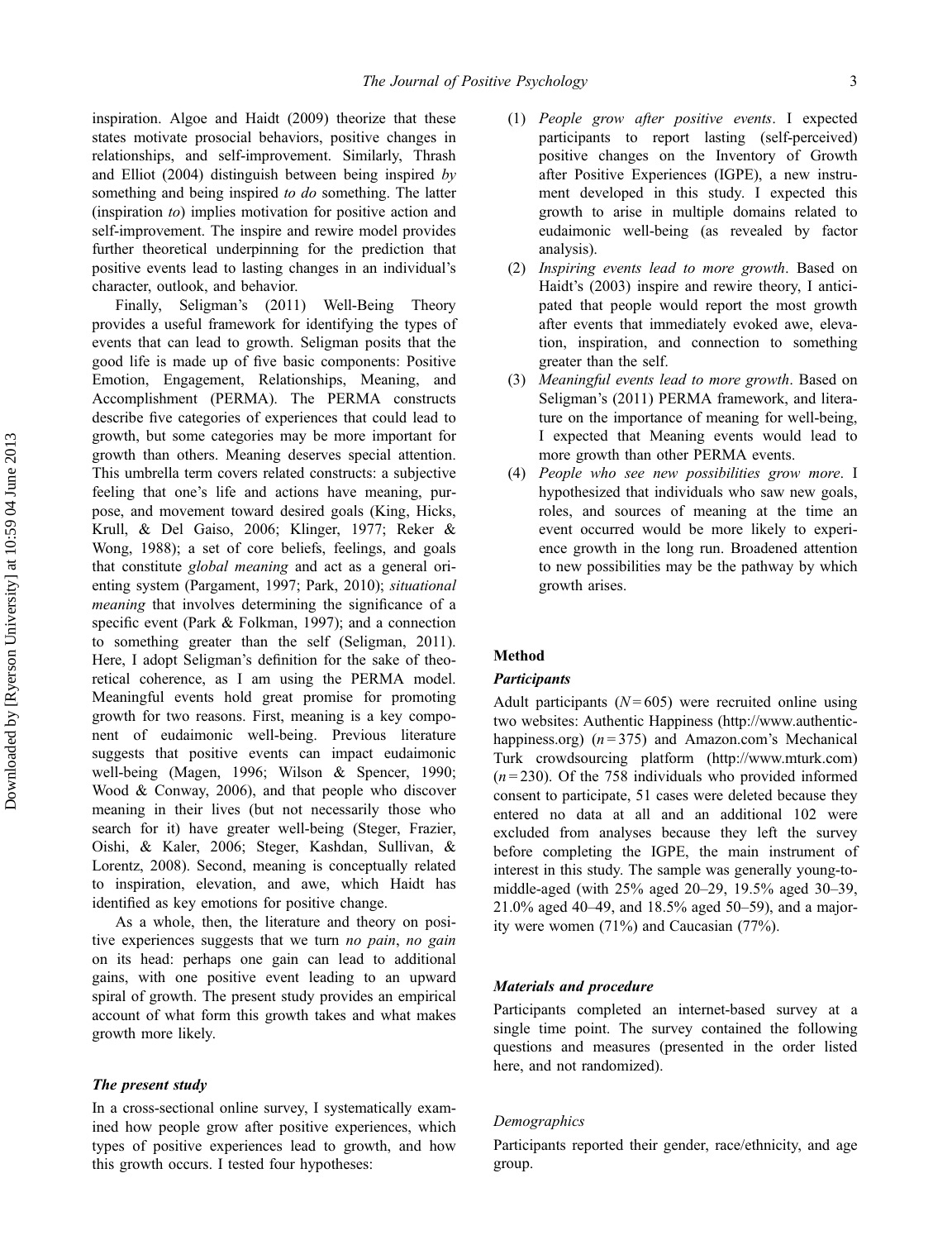inspiration. Algoe and Haidt (2009) theorize that these states motivate prosocial behaviors, positive changes in relationships, and self-improvement. Similarly, Thrash and Elliot (2004) distinguish between being inspired *by* something and being inspired *to do* something. The latter (inspiration *to*) implies motivation for positive action and self-improvement. The inspire and rewire model provides further theoretical underpinning for the prediction that positive events lead to lasting changes in an individual's character, outlook, and behavior.

Finally, Seligman's (2011) Well-Being Theory provides a useful framework for identifying the types of events that can lead to growth. Seligman posits that the good life is made up of five basic components: Positive Emotion, Engagement, Relationships, Meaning, and Accomplishment (PERMA). The PERMA constructs describe five categories of experiences that could lead to growth, but some categories may be more important for growth than others. Meaning deserves special attention. This umbrella term covers related constructs: a subjective feeling that one's life and actions have meaning, purpose, and movement toward desired goals (King, Hicks, Krull, & Del Gaiso, 2006; Klinger, 1977; Reker & Wong, 1988); a set of core beliefs, feelings, and goals that constitute *global meaning* and act as a general orienting system (Pargament, 1997; Park, 2010); *situational meaning* that involves determining the significance of a specific event (Park & Folkman, 1997); and a connection to something greater than the self (Seligman, 2011). Here, I adopt Seligman's definition for the sake of theoretical coherence, as I am using the PERMA model. Meaningful events hold great promise for promoting growth for two reasons. First, meaning is a key component of eudaimonic well-being. Previous literature suggests that positive events can impact eudaimonic well-being (Magen, 1996; Wilson & Spencer, 1990; Wood & Conway, 2006), and that people who discover meaning in their lives (but not necessarily those who search for it) have greater well-being (Steger, Frazier, Oishi, & Kaler, 2006; Steger, Kashdan, Sullivan, & Lorentz, 2008). Second, meaning is conceptually related to inspiration, elevation, and awe, which Haidt has identified as key emotions for positive change.

As a whole, then, the literature and theory on positive experiences suggests that we turn *no pain*, *no gain* on its head: perhaps one gain can lead to additional gains, with one positive event leading to an upward spiral of growth. The present study provides an empirical account of what form this growth takes and what makes growth more likely.

### *The present study*

In a cross-sectional online survey, I systematically examined how people grow after positive experiences, which types of positive experiences lead to growth, and how this growth occurs. I tested four hypotheses:

1. *People grow after positive events*. I expected participants to report lasting (self-perceived) positive changes on the Inventory of Growth after Positive Experiences (IGPE), a new instrument developed in this study. I expected this growth to arise in multiple domains related to eudaimonic well-being (as revealed by factor analysis).
2. *Inspiring events lead to more growth*. Based on Haidt's (2003) inspire and rewire theory, I anticipated that people would report the most growth after events that immediately evoked awe, elevation, inspiration, and connection to something greater than the self.
3. *Meaningful events lead to more growth*. Based on Seligman's (2011) PERMA framework, and literature on the importance of meaning for well-being, I expected that Meaning events would lead to more growth than other PERMA events.
4. *People who see new possibilities grow more*. I hypothesized that individuals who saw new goals, roles, and sources of meaning at the time an event occurred would be more likely to experience growth in the long run. Broadened attention to new possibilities may be the pathway by which growth arises.

## Method

### *Participants*

Adult participants ($N = 605$) were recruited online using two websites: Authentic Happiness (http://www.authentichappiness.org) ($n = 375$) and Amazon.com's Mechanical Turk crowdsourcing platform (http://www.mturk.com) ($n = 230$). Of the 758 individuals who provided informed consent to participate, 51 cases were deleted because they entered no data at all and an additional 102 were excluded from analyses because they left the survey before completing the IGPE, the main instrument of interest in this study. The sample was generally young-to-middle-aged (with 25% aged 20–29, 19.5% aged 30–39, 21.0% aged 40–49, and 18.5% aged 50–59), and a majority were women (71%) and Caucasian (77%).

### *Materials and procedure*

Participants completed an internet-based survey at a single time point. The survey contained the following questions and measures (presented in the order listed here, and not randomized).

#### *Demographics*

Participants reported their gender, race/ethnicity, and age group.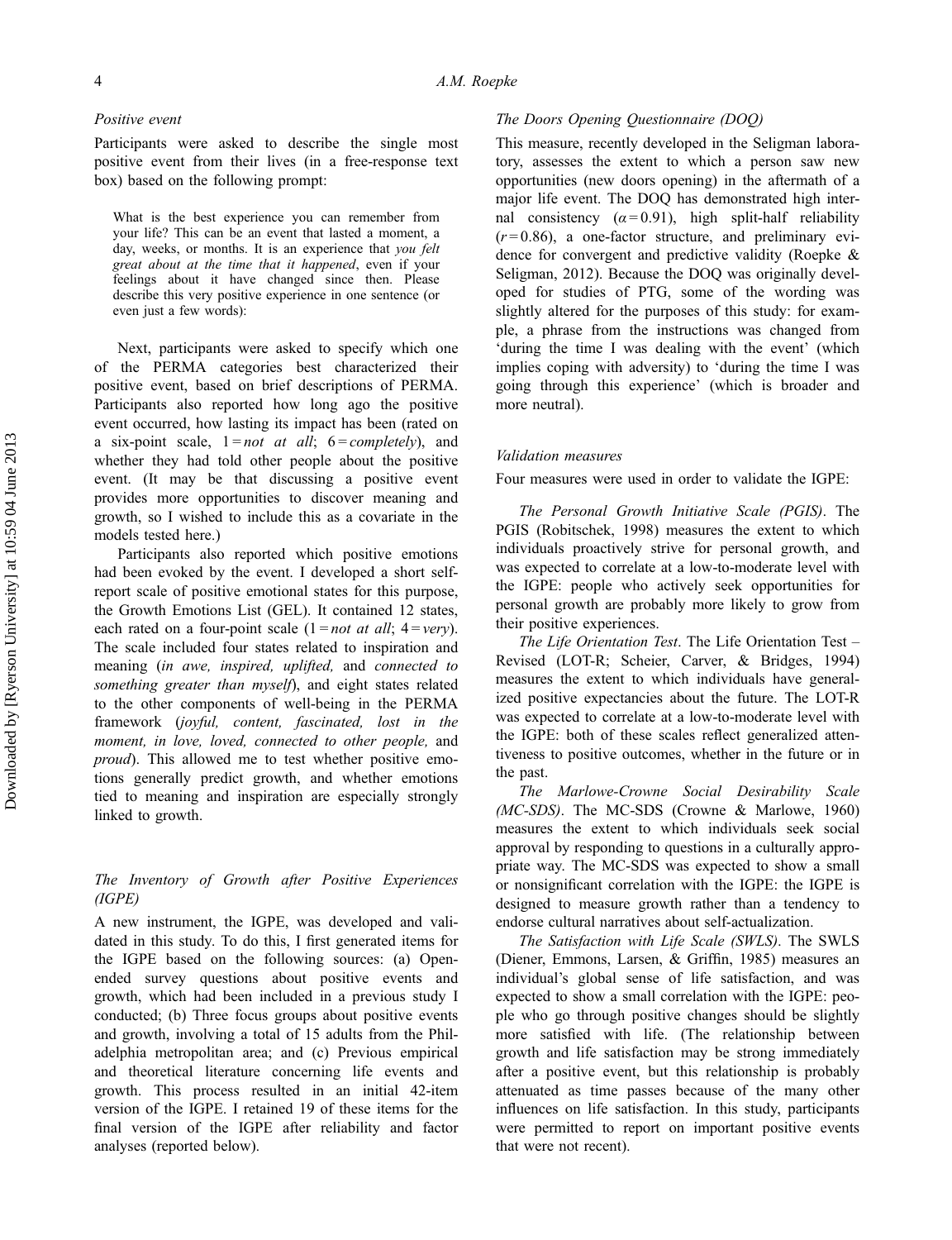### *Positive event*

Participants were asked to describe the single most positive event from their lives (in a free-response text box) based on the following prompt:

> What is the best experience you can remember from your life? This can be an event that lasted a moment, a day, weeks, or months. It is an experience that *you felt great about at the time that it happened*, even if your feelings about it have changed since then. Please describe this very positive experience in one sentence (or even just a few words):

Next, participants were asked to specify which one of the PERMA categories best characterized their positive event, based on brief descriptions of PERMA. Participants also reported how long ago the positive event occurred, how lasting its impact has been (rated on a six-point scale, 1 = *not at all*; 6 = *completely*), and whether they had told other people about the positive event. (It may be that discussing a positive event provides more opportunities to discover meaning and growth, so I wished to include this as a covariate in the models tested here.)

Participants also reported which positive emotions had been evoked by the event. I developed a short self-report scale of positive emotional states for this purpose, the Growth Emotions List (GEL). It contained 12 states, each rated on a four-point scale (1 = *not at all*; 4 = *very*). The scale included four states related to inspiration and meaning (*in awe, inspired, uplifted,* and *connected to something greater than myself*), and eight states related to the other components of well-being in the PERMA framework (*joyful, content, fascinated, lost in the moment, in love, loved, connected to other people,* and *proud*). This allowed me to test whether positive emotions generally predict growth, and whether emotions tied to meaning and inspiration are especially strongly linked to growth.

### *The Inventory of Growth after Positive Experiences (IGPE)*

A new instrument, the IGPE, was developed and validated in this study. To do this, I first generated items for the IGPE based on the following sources: (a) Open-ended survey questions about positive events and growth, which had been included in a previous study I conducted; (b) Three focus groups about positive events and growth, involving a total of 15 adults from the Philadelphia metropolitan area; and (c) Previous empirical and theoretical literature concerning life events and growth. This process resulted in an initial 42-item version of the IGPE. I retained 19 of these items for the final version of the IGPE after reliability and factor analyses (reported below).

### *The Doors Opening Questionnaire (DOQ)*

This measure, recently developed in the Seligman laboratory, assesses the extent to which a person saw new opportunities (new doors opening) in the aftermath of a major life event. The DOQ has demonstrated high internal consistency ($\alpha = 0.91$), high split-half reliability ($r = 0.86$), a one-factor structure, and preliminary evidence for convergent and predictive validity (Roepke & Seligman, 2012). Because the DOQ was originally developed for studies of PTG, some of the wording was slightly altered for the purposes of this study: for example, a phrase from the instructions was changed from 'during the time I was dealing with the event' (which implies coping with adversity) to 'during the time I was going through this experience' (which is broader and more neutral).

### *Validation measures*

Four measures were used in order to validate the IGPE:

*The Personal Growth Initiative Scale (PGIS)*. The PGIS (Robitschek, 1998) measures the extent to which individuals proactively strive for personal growth, and was expected to correlate at a low-to-moderate level with the IGPE: people who actively seek opportunities for personal growth are probably more likely to grow from their positive experiences.

*The Life Orientation Test*. The Life Orientation Test – Revised (LOT-R; Scheier, Carver, & Bridges, 1994) measures the extent to which individuals have generalized positive expectancies about the future. The LOT-R was expected to correlate at a low-to-moderate level with the IGPE: both of these scales reflect generalized attentiveness to positive outcomes, whether in the future or in the past.

*The Marlowe-Crowne Social Desirability Scale (MC-SDS)*. The MC-SDS (Crowne & Marlowe, 1960) measures the extent to which individuals seek social approval by responding to questions in a culturally appropriate way. The MC-SDS was expected to show a small or nonsignificant correlation with the IGPE: the IGPE is designed to measure growth rather than a tendency to endorse cultural narratives about self-actualization.

*The Satisfaction with Life Scale (SWLS)*. The SWLS (Diener, Emmons, Larsen, & Griffin, 1985) measures an individual's global sense of life satisfaction, and was expected to show a small correlation with the IGPE: people who go through positive changes should be slightly more satisfied with life. (The relationship between growth and life satisfaction may be strong immediately after a positive event, but this relationship is probably attenuated as time passes because of the many other influences on life satisfaction. In this study, participants were permitted to report on important positive events that were not recent).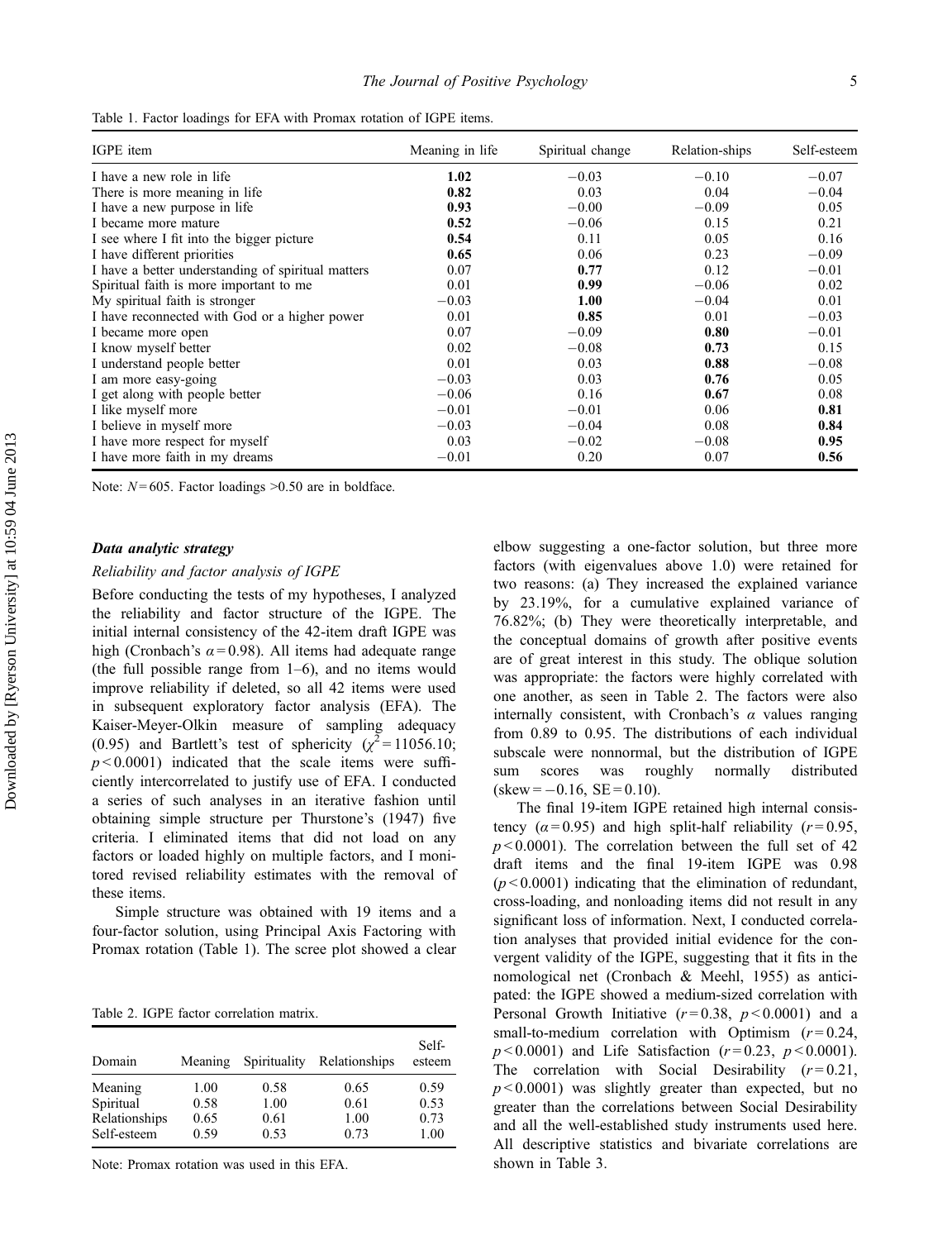Table 1. Factor loadings for EFA with Promax rotation of IGPE items.

| IGPE item | Meaning in life | Spiritual change | Relation-ships | Self-esteem |
|---|---|---|---|---|
| I have a new role in life | **1.02** | −0.03 | −0.10 | −0.07 |
| There is more meaning in life | **0.82** | 0.03 | 0.04 | −0.04 |
| I have a new purpose in life | **0.93** | −0.00 | −0.09 | 0.05 |
| I became more mature | **0.52** | −0.06 | 0.15 | 0.21 |
| I see where I fit into the bigger picture | **0.54** | 0.11 | 0.05 | 0.16 |
| I have different priorities | **0.65** | 0.06 | 0.23 | −0.09 |
| I have a better understanding of spiritual matters | 0.07 | **0.77** | 0.12 | −0.01 |
| Spiritual faith is more important to me | 0.01 | **0.99** | −0.06 | 0.02 |
| My spiritual faith is stronger | −0.03 | **1.00** | −0.04 | 0.01 |
| I have reconnected with God or a higher power | 0.01 | **0.85** | 0.01 | −0.03 |
| I became more open | 0.07 | −0.09 | **0.80** | −0.01 |
| I know myself better | 0.02 | −0.08 | **0.73** | 0.15 |
| I understand people better | 0.01 | 0.03 | **0.88** | −0.08 |
| I am more easy-going | −0.03 | 0.03 | **0.76** | 0.05 |
| I get along with people better | −0.06 | 0.16 | **0.67** | 0.08 |
| I like myself more | −0.01 | −0.01 | 0.06 | **0.81** |
| I believe in myself more | −0.03 | −0.04 | 0.08 | **0.84** |
| I have more respect for myself | 0.03 | −0.02 | −0.08 | **0.95** |
| I have more faith in my dreams | −0.01 | 0.20 | 0.07 | **0.56** |

Note: $N = 605$. Factor loadings >0.50 are in boldface.

### *Data analytic strategy*

#### *Reliability and factor analysis of IGPE*

Before conducting the tests of my hypotheses, I analyzed the reliability and factor structure of the IGPE. The initial internal consistency of the 42-item draft IGPE was high (Cronbach's $\alpha = 0.98$). All items had adequate range (the full possible range from 1–6), and no items would improve reliability if deleted, so all 42 items were used in subsequent exploratory factor analysis (EFA). The Kaiser-Meyer-Olkin measure of sampling adequacy (0.95) and Bartlett's test of sphericity ($\chi^2 = 11056.10$; $p < 0.0001$) indicated that the scale items were sufficiently intercorrelated to justify use of EFA. I conducted a series of such analyses in an iterative fashion until obtaining simple structure per Thurstone's (1947) five criteria. I eliminated items that did not load on any factors or loaded highly on multiple factors, and I monitored revised reliability estimates with the removal of these items.

Simple structure was obtained with 19 items and a four-factor solution, using Principal Axis Factoring with Promax rotation (Table 1). The scree plot showed a clear elbow suggesting a one-factor solution, but three more factors (with eigenvalues above 1.0) were retained for two reasons: (a) They increased the explained variance by 23.19%, for a cumulative explained variance of 76.82%; (b) They were theoretically interpretable, and the conceptual domains of growth after positive events are of great interest in this study. The oblique solution was appropriate: the factors were highly correlated with one another, as seen in Table 2. The factors were also internally consistent, with Cronbach's $\alpha$ values ranging from 0.89 to 0.95. The distributions of each individual subscale were nonnormal, but the distribution of IGPE sum scores was roughly normally distributed (skew = −0.16, SE = 0.10).

Table 2. IGPE factor correlation matrix.

| Domain | Meaning | Spirituality | Relationships | Self-esteem |
|---|---|---|---|---|
| Meaning | 1.00 | 0.58 | 0.65 | 0.59 |
| Spiritual | 0.58 | 1.00 | 0.61 | 0.53 |
| Relationships | 0.65 | 0.61 | 1.00 | 0.73 |
| Self-esteem | 0.59 | 0.53 | 0.73 | 1.00 |

Note: Promax rotation was used in this EFA.

The final 19-item IGPE retained high internal consistency ($\alpha = 0.95$) and high split-half reliability ($r = 0.95$, $p < 0.0001$). The correlation between the full set of 42 draft items and the final 19-item IGPE was 0.98 ($p < 0.0001$) indicating that the elimination of redundant, cross-loading, and nonloading items did not result in any significant loss of information. Next, I conducted correlation analyses that provided initial evidence for the convergent validity of the IGPE, suggesting that it fits in the nomological net (Cronbach & Meehl, 1955) as anticipated: the IGPE showed a medium-sized correlation with Personal Growth Initiative ($r = 0.38$, $p < 0.0001$) and a small-to-medium correlation with Optimism ($r = 0.24$, $p < 0.0001$) and Life Satisfaction ($r = 0.23$, $p < 0.0001$). The correlation with Social Desirability ($r = 0.21$, $p < 0.0001$) was slightly greater than expected, but no greater than the correlations between Social Desirability and all the well-established study instruments used here. All descriptive statistics and bivariate correlations are shown in Table 3.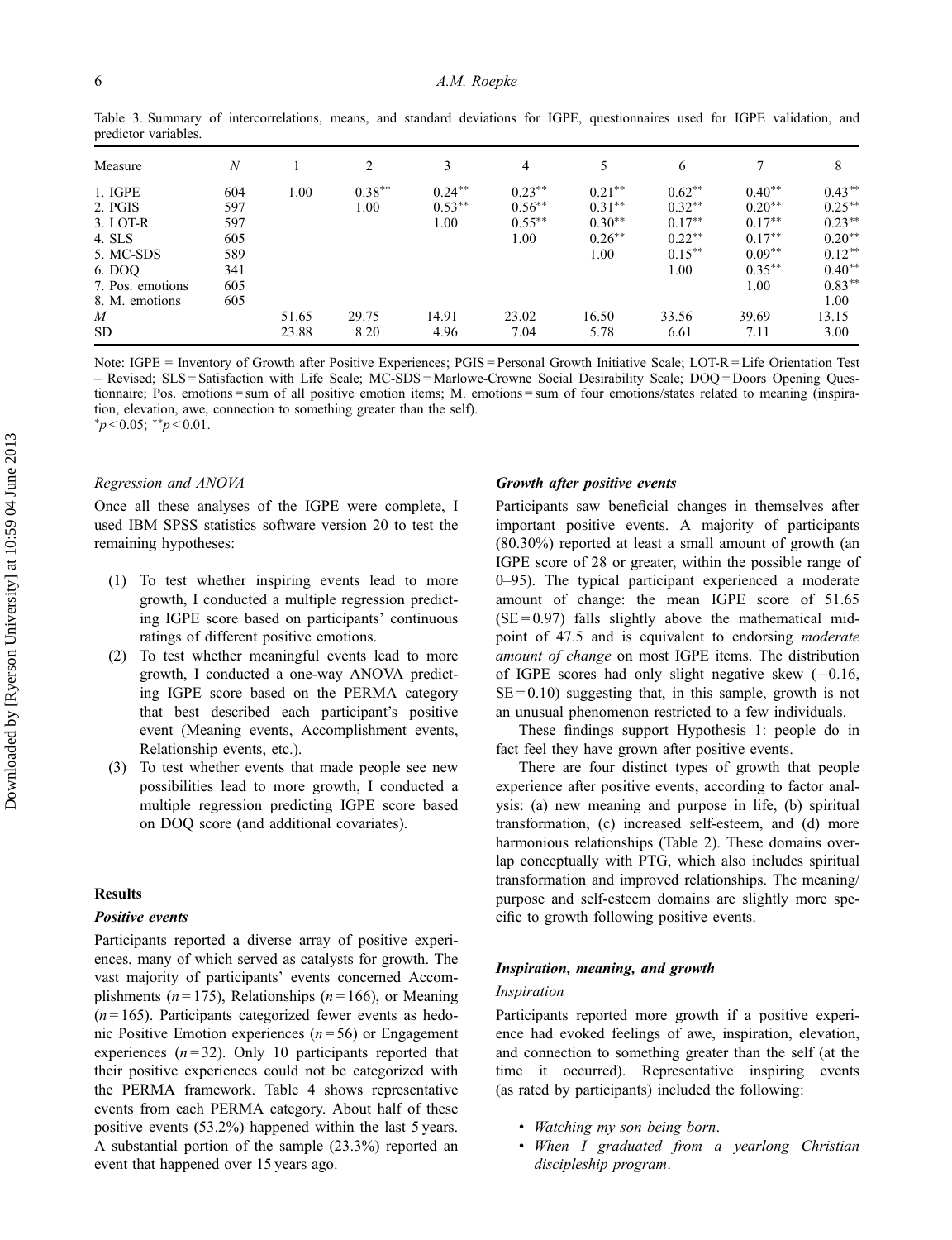Table 3. Summary of intercorrelations, means, and standard deviations for IGPE, questionnaires used for IGPE validation, and predictor variables.

| Measure | $N$ | 1 | 2 | 3 | 4 | 5 | 6 | 7 | 8 |
|---|---|---|---|---|---|---|---|---|---|
| 1. IGPE | 604 | 1.00 | $0.38^{**}$ | $0.24^{**}$ | $0.23^{**}$ | $0.21^{**}$ | $0.62^{**}$ | $0.40^{**}$ | $0.43^{**}$ |
| 2. PGIS | 597 | | 1.00 | $0.53^{**}$ | $0.56^{**}$ | $0.31^{**}$ | $0.32^{**}$ | $0.20^{**}$ | $0.25^{**}$ |
| 3. LOT-R | 597 | | | 1.00 | $0.55^{**}$ | $0.30^{**}$ | $0.17^{**}$ | $0.17^{**}$ | $0.23^{**}$ |
| 4. SLS | 605 | | | | 1.00 | $0.26^{**}$ | $0.22^{**}$ | $0.17^{**}$ | $0.20^{**}$ |
| 5. MC-SDS | 589 | | | | | 1.00 | $0.15^{**}$ | $0.09^{**}$ | $0.12^{**}$ |
| 6. DOQ | 341 | | | | | | 1.00 | $0.35^{**}$ | $0.40^{**}$ |
| 7. Pos. emotions | 605 | | | | | | | 1.00 | $0.83^{**}$ |
| 8. M. emotions | 605 | | | | | | | | 1.00 |
| $M$ | | 51.65 | 29.75 | 14.91 | 23.02 | 16.50 | 33.56 | 39.69 | 13.15 |
| SD | | 23.88 | 8.20 | 4.96 | 7.04 | 5.78 | 6.61 | 7.11 | 3.00 |

Note: IGPE = Inventory of Growth after Positive Experiences; PGIS = Personal Growth Initiative Scale; LOT-R = Life Orientation Test – Revised; SLS = Satisfaction with Life Scale; MC-SDS = Marlowe-Crowne Social Desirability Scale; DOQ = Doors Opening Questionnaire; Pos. emotions = sum of all positive emotion items; M. emotions = sum of four emotions/states related to meaning (inspiration, elevation, awe, connection to something greater than the self).
$^{*}p < 0.05$; $^{**}p < 0.01$.

### *Regression and ANOVA*

Once all these analyses of the IGPE were complete, I used IBM SPSS statistics software version 20 to test the remaining hypotheses:

(1) To test whether inspiring events lead to more growth, I conducted a multiple regression predicting IGPE score based on participants' continuous ratings of different positive emotions.
(2) To test whether meaningful events lead to more growth, I conducted a one-way ANOVA predicting IGPE score based on the PERMA category that best described each participant's positive event (Meaning events, Accomplishment events, Relationship events, etc.).
(3) To test whether events that made people see new possibilities lead to more growth, I conducted a multiple regression predicting IGPE score based on DOQ score (and additional covariates).

## Results

### *Positive events*

Participants reported a diverse array of positive experiences, many of which served as catalysts for growth. The vast majority of participants' events concerned Accomplishments ($n = 175$), Relationships ($n = 166$), or Meaning ($n = 165$). Participants categorized fewer events as hedonic Positive Emotion experiences ($n = 56$) or Engagement experiences ($n = 32$). Only 10 participants reported that their positive experiences could not be categorized with the PERMA framework. Table 4 shows representative events from each PERMA category. About half of these positive events (53.2%) happened within the last 5 years. A substantial portion of the sample (23.3%) reported an event that happened over 15 years ago.

### *Growth after positive events*

Participants saw beneficial changes in themselves after important positive events. A majority of participants (80.30%) reported at least a small amount of growth (an IGPE score of 28 or greater, within the possible range of 0–95). The typical participant experienced a moderate amount of change: the mean IGPE score of 51.65 (SE = 0.97) falls slightly above the mathematical midpoint of 47.5 and is equivalent to endorsing *moderate amount of change* on most IGPE items. The distribution of IGPE scores had only slight negative skew (−0.16, SE = 0.10) suggesting that, in this sample, growth is not an unusual phenomenon restricted to a few individuals.

These findings support Hypothesis 1: people do in fact feel they have grown after positive events.

There are four distinct types of growth that people experience after positive events, according to factor analysis: (a) new meaning and purpose in life, (b) spiritual transformation, (c) increased self-esteem, and (d) more harmonious relationships (Table 2). These domains overlap conceptually with PTG, which also includes spiritual transformation and improved relationships. The meaning/purpose and self-esteem domains are slightly more specific to growth following positive events.

### *Inspiration, meaning, and growth*

#### *Inspiration*

Participants reported more growth if a positive experience had evoked feelings of awe, inspiration, elevation, and connection to something greater than the self (at the time it occurred). Representative inspiring events (as rated by participants) included the following:

- *Watching my son being born.*
- *When I graduated from a yearlong Christian discipleship program.*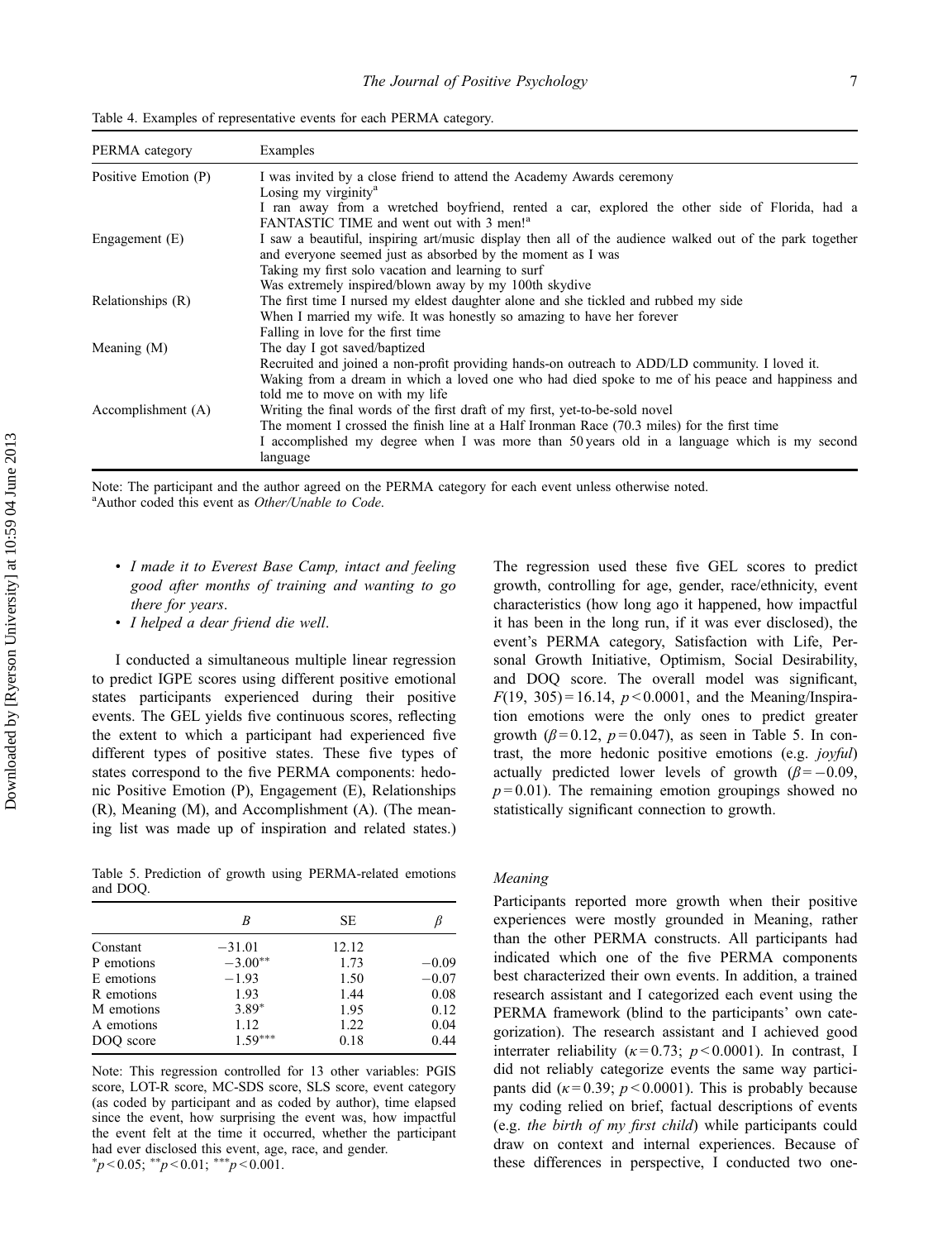Table 4. Examples of representative events for each PERMA category.

| PERMA category | Examples |
|---|---|
| Positive Emotion (P) | I was invited by a close friend to attend the Academy Awards ceremony<br>Losing my virginity[a]<br>I ran away from a wretched boyfriend, rented a car, explored the other side of Florida, had a FANTASTIC TIME and went out with 3 men![a] |
| Engagement (E) | I saw a beautiful, inspiring art/music display then all of the audience walked out of the park together and everyone seemed just as absorbed by the moment as I was<br>Taking my first solo vacation and learning to surf<br>Was extremely inspired/blown away by my 100th skydive |
| Relationships (R) | The first time I nursed my eldest daughter alone and she tickled and rubbed my side<br>When I married my wife. It was honestly so amazing to have her forever<br>Falling in love for the first time |
| Meaning (M) | The day I got saved/baptized<br>Recruited and joined a non-profit providing hands-on outreach to ADD/LD community. I loved it.<br>Waking from a dream in which a loved one who had died spoke to me of his peace and happiness and told me to move on with my life |
| Accomplishment (A) | Writing the final words of the first draft of my first, yet-to-be-sold novel<br>The moment I crossed the finish line at a Half Ironman Race (70.3 miles) for the first time<br>I accomplished my degree when I was more than 50 years old in a language which is my second language |

Note: The participant and the author agreed on the PERMA category for each event unless otherwise noted.
[a]Author coded this event as *Other/Unable to Code*.

- *I made it to Everest Base Camp, intact and feeling good after months of training and wanting to go there for years.*
- *I helped a dear friend die well.*

I conducted a simultaneous multiple linear regression to predict IGPE scores using different positive emotional states participants experienced during their positive events. The GEL yields five continuous scores, reflecting the extent to which a participant had experienced five different types of positive states. These five types of states correspond to the five PERMA components: hedonic Positive Emotion (P), Engagement (E), Relationships (R), Meaning (M), and Accomplishment (A). (The meaning list was made up of inspiration and related states.)

Table 5. Prediction of growth using PERMA-related emotions and DOQ.

| | $B$ | SE | $\beta$ |
|---|---|---|---|
| Constant | −31.01 | 12.12 | |
| P emotions | −3.00** | 1.73 | −0.09 |
| E emotions | −1.93 | 1.50 | −0.07 |
| R emotions | 1.93 | 1.44 | 0.08 |
| M emotions | 3.89* | 1.95 | 0.12 |
| A emotions | 1.12 | 1.22 | 0.04 |
| DOQ score | 1.59*** | 0.18 | 0.44 |

Note: This regression controlled for 13 other variables: PGIS score, LOT-R score, MC-SDS score, SLS score, event category (as coded by participant and as coded by author), time elapsed since the event, how surprising the event was, how impactful the event felt at the time it occurred, whether the participant had ever disclosed this event, age, race, and gender.
*$p < 0.05$; **$p < 0.01$; ***$p < 0.001$.

The regression used these five GEL scores to predict growth, controlling for age, gender, race/ethnicity, event characteristics (how long ago it happened, how impactful it has been in the long run, if it was ever disclosed), the event's PERMA category, Satisfaction with Life, Personal Growth Initiative, Optimism, Social Desirability, and DOQ score. The overall model was significant, $F(19, 305) = 16.14$, $p < 0.0001$, and the Meaning/Inspiration emotions were the only ones to predict greater growth ($\beta = 0.12$, $p = 0.047$), as seen in Table 5. In contrast, the more hedonic positive emotions (e.g. *joyful*) actually predicted lower levels of growth ($\beta = -0.09$, $p = 0.01$). The remaining emotion groupings showed no statistically significant connection to growth.

### *Meaning*

Participants reported more growth when their positive experiences were mostly grounded in Meaning, rather than the other PERMA constructs. All participants had indicated which one of the five PERMA components best characterized their own events. In addition, a trained research assistant and I categorized each event using the PERMA framework (blind to the participants' own categorization). The research assistant and I achieved good interrater reliability ($\kappa = 0.73$; $p < 0.0001$). In contrast, I did not reliably categorize events the same way participants did ($\kappa = 0.39$; $p < 0.0001$). This is probably because my coding relied on brief, factual descriptions of events (e.g. *the birth of my first child*) while participants could draw on context and internal experiences. Because of these differences in perspective, I conducted two one-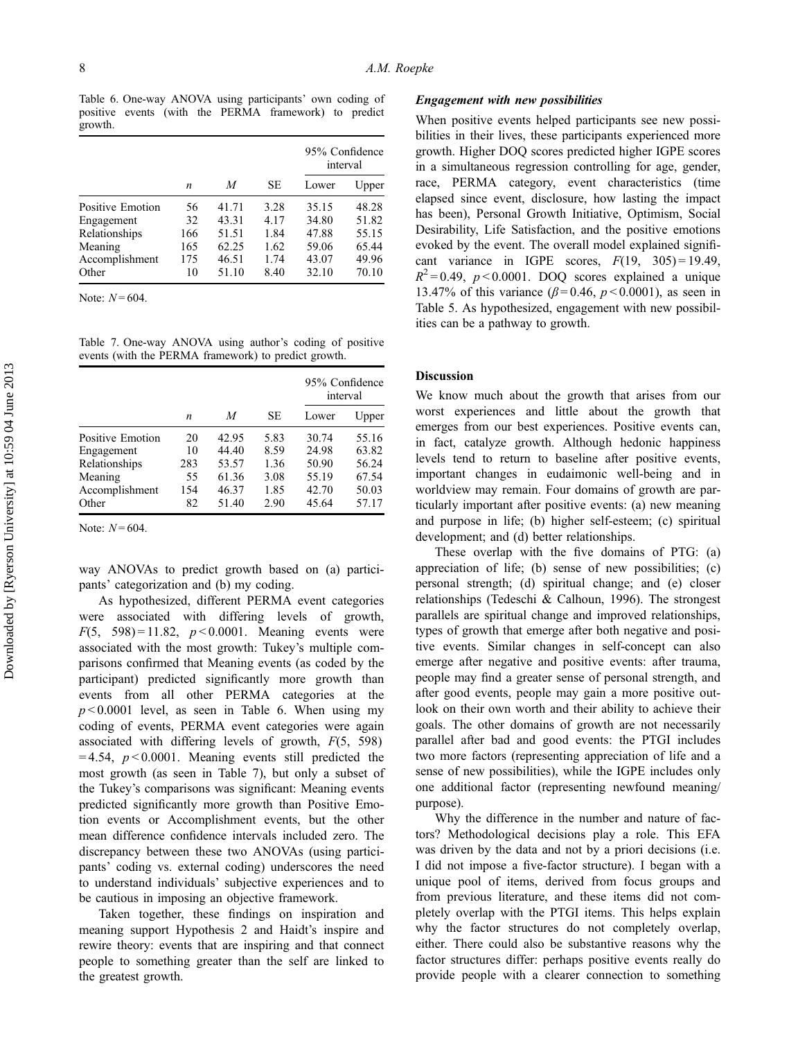Table 6. One-way ANOVA using participants' own coding of positive events (with the PERMA framework) to predict growth.

| | | | | 95% Confidence interval | |
|---|---|---|---|---|---|
| | $n$ | $M$ | SE | Lower | Upper |
| Positive Emotion | 56 | 41.71 | 3.28 | 35.15 | 48.28 |
| Engagement | 32 | 43.31 | 4.17 | 34.80 | 51.82 |
| Relationships | 166 | 51.51 | 1.84 | 47.88 | 55.15 |
| Meaning | 165 | 62.25 | 1.62 | 59.06 | 65.44 |
| Accomplishment | 175 | 46.51 | 1.74 | 43.07 | 49.96 |
| Other | 10 | 51.10 | 8.40 | 32.10 | 70.10 |

Note: $N = 604$.

Table 7. One-way ANOVA using author's coding of positive events (with the PERMA framework) to predict growth.

| | | | | 95% Confidence interval | |
|---|---|---|---|---|---|
| | $n$ | $M$ | SE | Lower | Upper |
| Positive Emotion | 20 | 42.95 | 5.83 | 30.74 | 55.16 |
| Engagement | 10 | 44.40 | 8.59 | 24.98 | 63.82 |
| Relationships | 283 | 53.57 | 1.36 | 50.90 | 56.24 |
| Meaning | 55 | 61.36 | 3.08 | 55.19 | 67.54 |
| Accomplishment | 154 | 46.37 | 1.85 | 42.70 | 50.03 |
| Other | 82 | 51.40 | 2.90 | 45.64 | 57.17 |

Note: $N = 604$.

way ANOVAs to predict growth based on (a) participants' categorization and (b) my coding.

As hypothesized, different PERMA event categories were associated with differing levels of growth, $F(5,\ 598) = 11.82$, $p < 0.0001$. Meaning events were associated with the most growth: Tukey's multiple comparisons confirmed that Meaning events (as coded by the participant) predicted significantly more growth than events from all other PERMA categories at the $p < 0.0001$ level, as seen in Table 6. When using my coding of events, PERMA event categories were again associated with differing levels of growth, $F(5,\ 598) = 4.54$, $p < 0.0001$. Meaning events still predicted the most growth (as seen in Table 7), but only a subset of the Tukey's comparisons was significant: Meaning events predicted significantly more growth than Positive Emotion events or Accomplishment events, but the other mean difference confidence intervals included zero. The discrepancy between these two ANOVAs (using participants' coding vs. external coding) underscores the need to understand individuals' subjective experiences and to be cautious in imposing an objective framework.

Taken together, these findings on inspiration and meaning support Hypothesis 2 and Haidt's inspire and rewire theory: events that are inspiring and that connect people to something greater than the self are linked to the greatest growth.

### *Engagement with new possibilities*

When positive events helped participants see new possibilities in their lives, these participants experienced more growth. Higher DOQ scores predicted higher IGPE scores in a simultaneous regression controlling for age, gender, race, PERMA category, event characteristics (time elapsed since event, disclosure, how lasting the impact has been), Personal Growth Initiative, Optimism, Social Desirability, Life Satisfaction, and the positive emotions evoked by the event. The overall model explained significant variance in IGPE scores, $F(19,\ 305) = 19.49$, $R^2 = 0.49$, $p < 0.0001$. DOQ scores explained a unique 13.47% of this variance ($\beta = 0.46$, $p < 0.0001$), as seen in Table 5. As hypothesized, engagement with new possibilities can be a pathway to growth.

## Discussion

We know much about the growth that arises from our worst experiences and little about the growth that emerges from our best experiences. Positive events can, in fact, catalyze growth. Although hedonic happiness levels tend to return to baseline after positive events, important changes in eudaimonic well-being and in worldview may remain. Four domains of growth are particularly important after positive events: (a) new meaning and purpose in life; (b) higher self-esteem; (c) spiritual development; and (d) better relationships.

These overlap with the five domains of PTG: (a) appreciation of life; (b) sense of new possibilities; (c) personal strength; (d) spiritual change; and (e) closer relationships (Tedeschi & Calhoun, 1996). The strongest parallels are spiritual change and improved relationships, types of growth that emerge after both negative and positive events. Similar changes in self-concept can also emerge after negative and positive events: after trauma, people may find a greater sense of personal strength, and after good events, people may gain a more positive outlook on their own worth and their ability to achieve their goals. The other domains of growth are not necessarily parallel after bad and good events: the PTGI includes two more factors (representing appreciation of life and a sense of new possibilities), while the IGPE includes only one additional factor (representing newfound meaning/purpose).

Why the difference in the number and nature of factors? Methodological decisions play a role. This EFA was driven by the data and not by a priori decisions (i.e. I did not impose a five-factor structure). I began with a unique pool of items, derived from focus groups and from previous literature, and these items did not completely overlap with the PTGI items. This helps explain why the factor structures do not completely overlap, either. There could also be substantive reasons why the factor structures differ: perhaps positive events really do provide people with a clearer connection to something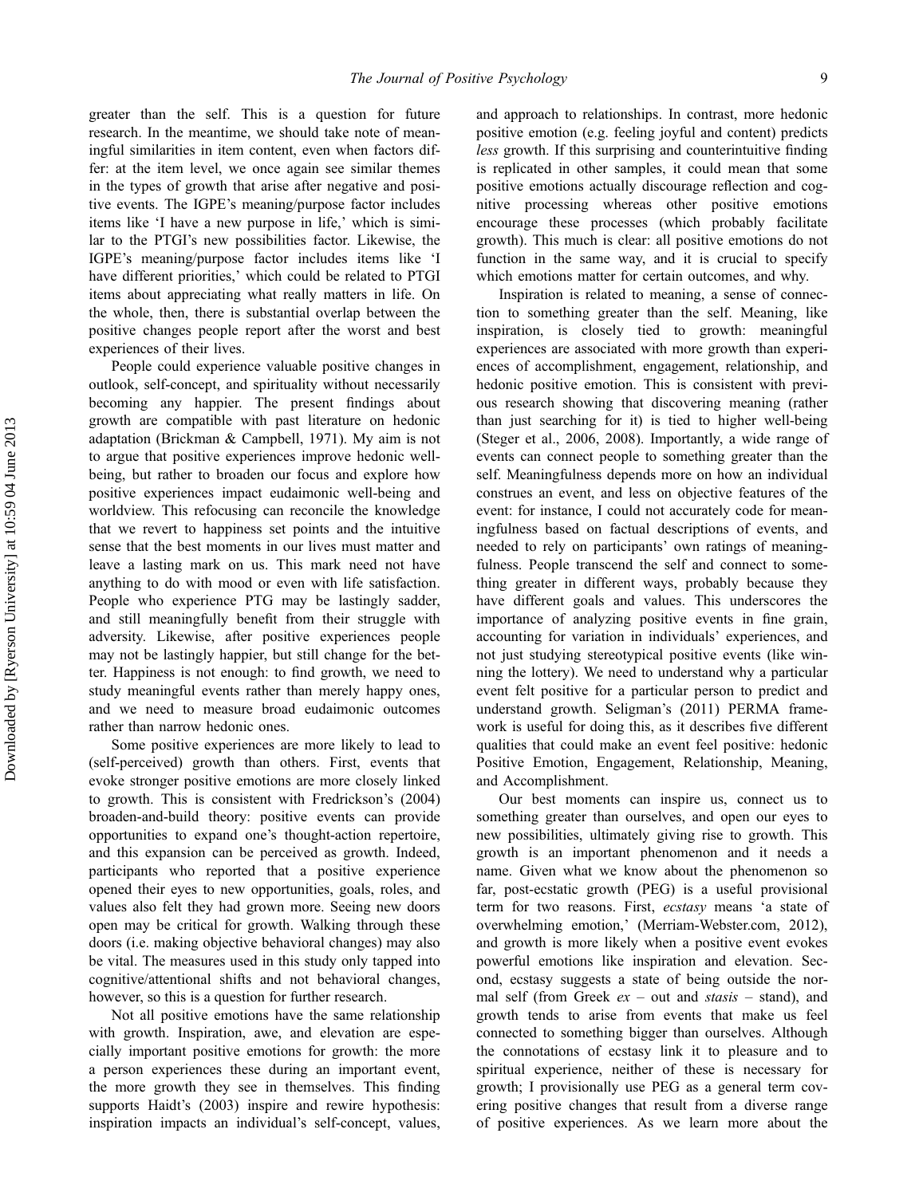greater than the self. This is a question for future research. In the meantime, we should take note of meaningful similarities in item content, even when factors differ: at the item level, we once again see similar themes in the types of growth that arise after negative and positive events. The IGPE's meaning/purpose factor includes items like 'I have a new purpose in life,' which is similar to the PTGI's new possibilities factor. Likewise, the IGPE's meaning/purpose factor includes items like 'I have different priorities,' which could be related to PTGI items about appreciating what really matters in life. On the whole, then, there is substantial overlap between the positive changes people report after the worst and best experiences of their lives.

People could experience valuable positive changes in outlook, self-concept, and spirituality without necessarily becoming any happier. The present findings about growth are compatible with past literature on hedonic adaptation (Brickman & Campbell, 1971). My aim is not to argue that positive experiences improve hedonic well-being, but rather to broaden our focus and explore how positive experiences impact eudaimonic well-being and worldview. This refocusing can reconcile the knowledge that we revert to happiness set points and the intuitive sense that the best moments in our lives must matter and leave a lasting mark on us. This mark need not have anything to do with mood or even with life satisfaction. People who experience PTG may be lastingly sadder, and still meaningfully benefit from their struggle with adversity. Likewise, after positive experiences people may not be lastingly happier, but still change for the better. Happiness is not enough: to find growth, we need to study meaningful events rather than merely happy ones, and we need to measure broad eudaimonic outcomes rather than narrow hedonic ones.

Some positive experiences are more likely to lead to (self-perceived) growth than others. First, events that evoke stronger positive emotions are more closely linked to growth. This is consistent with Fredrickson's (2004) broaden-and-build theory: positive events can provide opportunities to expand one's thought-action repertoire, and this expansion can be perceived as growth. Indeed, participants who reported that a positive experience opened their eyes to new opportunities, goals, roles, and values also felt they had grown more. Seeing new doors open may be critical for growth. Walking through these doors (i.e. making objective behavioral changes) may also be vital. The measures used in this study only tapped into cognitive/attentional shifts and not behavioral changes, however, so this is a question for further research.

Not all positive emotions have the same relationship with growth. Inspiration, awe, and elevation are especially important positive emotions for growth: the more a person experiences these during an important event, the more growth they see in themselves. This finding supports Haidt's (2003) inspire and rewire hypothesis: inspiration impacts an individual's self-concept, values, and approach to relationships. In contrast, more hedonic positive emotion (e.g. feeling joyful and content) predicts *less* growth. If this surprising and counterintuitive finding is replicated in other samples, it could mean that some positive emotions actually discourage reflection and cognitive processing whereas other positive emotions encourage these processes (which probably facilitate growth). This much is clear: all positive emotions do not function in the same way, and it is crucial to specify which emotions matter for certain outcomes, and why.

Inspiration is related to meaning, a sense of connection to something greater than the self. Meaning, like inspiration, is closely tied to growth: meaningful experiences are associated with more growth than experiences of accomplishment, engagement, relationship, and hedonic positive emotion. This is consistent with previous research showing that discovering meaning (rather than just searching for it) is tied to higher well-being (Steger et al., 2006, 2008). Importantly, a wide range of events can connect people to something greater than the self. Meaningfulness depends more on how an individual construes an event, and less on objective features of the event: for instance, I could not accurately code for meaningfulness based on factual descriptions of events, and needed to rely on participants' own ratings of meaningfulness. People transcend the self and connect to something greater in different ways, probably because they have different goals and values. This underscores the importance of analyzing positive events in fine grain, accounting for variation in individuals' experiences, and not just studying stereotypical positive events (like winning the lottery). We need to understand why a particular event felt positive for a particular person to predict and understand growth. Seligman's (2011) PERMA framework is useful for doing this, as it describes five different qualities that could make an event feel positive: hedonic Positive Emotion, Engagement, Relationship, Meaning, and Accomplishment.

Our best moments can inspire us, connect us to something greater than ourselves, and open our eyes to new possibilities, ultimately giving rise to growth. This growth is an important phenomenon and it needs a name. Given what we know about the phenomenon so far, post-ecstatic growth (PEG) is a useful provisional term for two reasons. First, *ecstasy* means 'a state of overwhelming emotion,' (Merriam-Webster.com, 2012), and growth is more likely when a positive event evokes powerful emotions like inspiration and elevation. Second, ecstasy suggests a state of being outside the normal self (from Greek *ex* – out and *stasis* – stand), and growth tends to arise from events that make us feel connected to something bigger than ourselves. Although the connotations of ecstasy link it to pleasure and to spiritual experience, neither of these is necessary for growth; I provisionally use PEG as a general term covering positive changes that result from a diverse range of positive experiences. As we learn more about the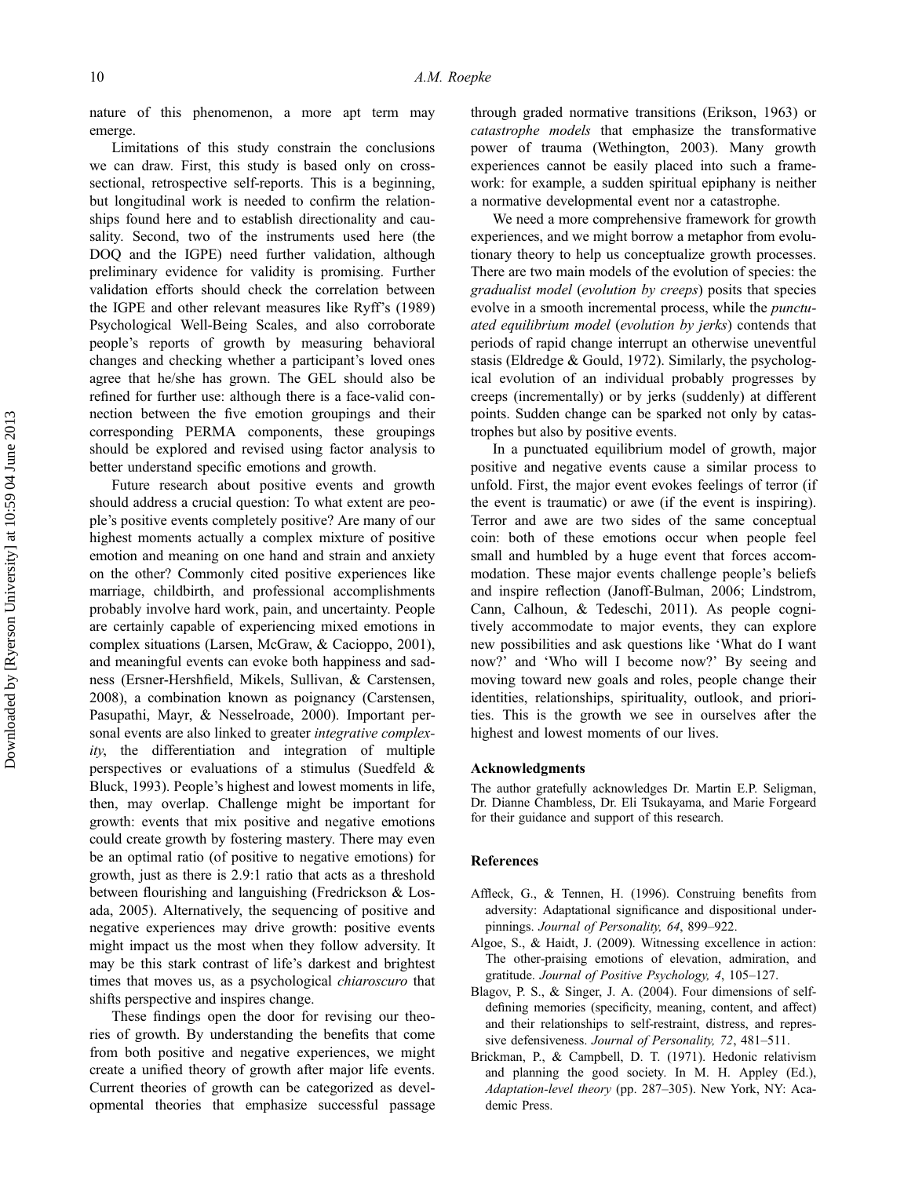nature of this phenomenon, a more apt term may emerge.

Limitations of this study constrain the conclusions we can draw. First, this study is based only on cross-sectional, retrospective self-reports. This is a beginning, but longitudinal work is needed to confirm the relationships found here and to establish directionality and causality. Second, two of the instruments used here (the DOQ and the IGPE) need further validation, although preliminary evidence for validity is promising. Further validation efforts should check the correlation between the IGPE and other relevant measures like Ryff's (1989) Psychological Well-Being Scales, and also corroborate people's reports of growth by measuring behavioral changes and checking whether a participant's loved ones agree that he/she has grown. The GEL should also be refined for further use: although there is a face-valid connection between the five emotion groupings and their corresponding PERMA components, these groupings should be explored and revised using factor analysis to better understand specific emotions and growth.

Future research about positive events and growth should address a crucial question: To what extent are people's positive events completely positive? Are many of our highest moments actually a complex mixture of positive emotion and meaning on one hand and strain and anxiety on the other? Commonly cited positive experiences like marriage, childbirth, and professional accomplishments probably involve hard work, pain, and uncertainty. People are certainly capable of experiencing mixed emotions in complex situations (Larsen, McGraw, & Cacioppo, 2001), and meaningful events can evoke both happiness and sadness (Ersner-Hershfield, Mikels, Sullivan, & Carstensen, 2008), a combination known as poignancy (Carstensen, Pasupathi, Mayr, & Nesselroade, 2000). Important personal events are also linked to greater *integrative complexity*, the differentiation and integration of multiple perspectives or evaluations of a stimulus (Suedfeld & Bluck, 1993). People's highest and lowest moments in life, then, may overlap. Challenge might be important for growth: events that mix positive and negative emotions could create growth by fostering mastery. There may even be an optimal ratio (of positive to negative emotions) for growth, just as there is 2.9:1 ratio that acts as a threshold between flourishing and languishing (Fredrickson & Losada, 2005). Alternatively, the sequencing of positive and negative experiences may drive growth: positive events might impact us the most when they follow adversity. It may be this stark contrast of life's darkest and brightest times that moves us, as a psychological *chiaroscuro* that shifts perspective and inspires change.

These findings open the door for revising our theories of growth. By understanding the benefits that come from both positive and negative experiences, we might create a unified theory of growth after major life events. Current theories of growth can be categorized as developmental theories that emphasize successful passage through graded normative transitions (Erikson, 1963) or *catastrophe models* that emphasize the transformative power of trauma (Wethington, 2003). Many growth experiences cannot be easily placed into such a framework: for example, a sudden spiritual epiphany is neither a normative developmental event nor a catastrophe.

We need a more comprehensive framework for growth experiences, and we might borrow a metaphor from evolutionary theory to help us conceptualize growth processes. There are two main models of the evolution of species: the *gradualist model* (*evolution by creeps*) posits that species evolve in a smooth incremental process, while the *punctuated equilibrium model* (*evolution by jerks*) contends that periods of rapid change interrupt an otherwise uneventful stasis (Eldredge & Gould, 1972). Similarly, the psychological evolution of an individual probably progresses by creeps (incrementally) or by jerks (suddenly) at different points. Sudden change can be sparked not only by catastrophes but also by positive events.

In a punctuated equilibrium model of growth, major positive and negative events cause a similar process to unfold. First, the major event evokes feelings of terror (if the event is traumatic) or awe (if the event is inspiring). Terror and awe are two sides of the same conceptual coin: both of these emotions occur when people feel small and humbled by a huge event that forces accommodation. These major events challenge people's beliefs and inspire reflection (Janoff-Bulman, 2006; Lindstrom, Cann, Calhoun, & Tedeschi, 2011). As people cognitively accommodate to major events, they can explore new possibilities and ask questions like 'What do I want now?' and 'Who will I become now?' By seeing and moving toward new goals and roles, people change their identities, relationships, spirituality, outlook, and priorities. This is the growth we see in ourselves after the highest and lowest moments of our lives.

## Acknowledgments

The author gratefully acknowledges Dr. Martin E.P. Seligman, Dr. Dianne Chambless, Dr. Eli Tsukayama, and Marie Forgeard for their guidance and support of this research.

## References

Affleck, G., & Tennen, H. (1996). Construing benefits from adversity: Adaptational significance and dispositional underpinnings. *Journal of Personality, 64*, 899–922.

Algoe, S., & Haidt, J. (2009). Witnessing excellence in action: The other-praising emotions of elevation, admiration, and gratitude. *Journal of Positive Psychology, 4*, 105–127.

Blagov, P. S., & Singer, J. A. (2004). Four dimensions of self-defining memories (specificity, meaning, content, and affect) and their relationships to self-restraint, distress, and repressive defensiveness. *Journal of Personality, 72*, 481–511.

Brickman, P., & Campbell, D. T. (1971). Hedonic relativism and planning the good society. In M. H. Appley (Ed.), *Adaptation-level theory* (pp. 287–305). New York, NY: Academic Press.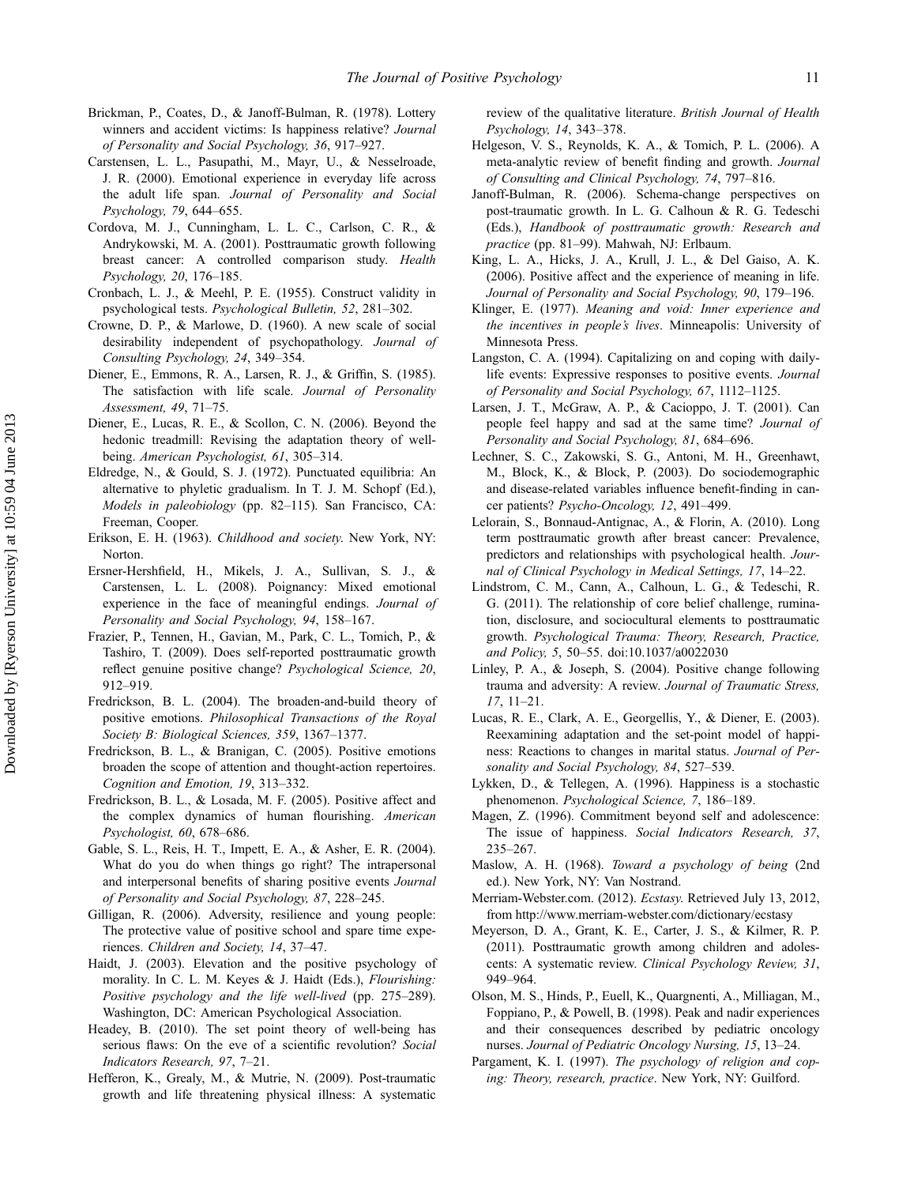Brickman, P., Coates, D., & Janoff-Bulman, R. (1978). Lottery winners and accident victims: Is happiness relative? *Journal of Personality and Social Psychology, 36*, 917–927.

Carstensen, L. L., Pasupathi, M., Mayr, U., & Nesselroade, J. R. (2000). Emotional experience in everyday life across the adult life span. *Journal of Personality and Social Psychology, 79*, 644–655.

Cordova, M. J., Cunningham, L. L. C., Carlson, C. R., & Andrykowski, M. A. (2001). Posttraumatic growth following breast cancer: A controlled comparison study. *Health Psychology, 20*, 176–185.

Cronbach, L. J., & Meehl, P. E. (1955). Construct validity in psychological tests. *Psychological Bulletin, 52*, 281–302.

Crowne, D. P., & Marlowe, D. (1960). A new scale of social desirability independent of psychopathology. *Journal of Consulting Psychology, 24*, 349–354.

Diener, E., Emmons, R. A., Larsen, R. J., & Griffin, S. (1985). The satisfaction with life scale. *Journal of Personality Assessment, 49*, 71–75.

Diener, E., Lucas, R. E., & Scollon, C. N. (2006). Beyond the hedonic treadmill: Revising the adaptation theory of well-being. *American Psychologist, 61*, 305–314.

Eldredge, N., & Gould, S. J. (1972). Punctuated equilibria: An alternative to phyletic gradualism. In T. J. M. Schopf (Ed.), *Models in paleobiology* (pp. 82–115). San Francisco, CA: Freeman, Cooper.

Erikson, E. H. (1963). *Childhood and society*. New York, NY: Norton.

Ersner-Hershfield, H., Mikels, J. A., Sullivan, S. J., & Carstensen, L. L. (2008). Poignancy: Mixed emotional experience in the face of meaningful endings. *Journal of Personality and Social Psychology, 94*, 158–167.

Frazier, P., Tennen, H., Gavian, M., Park, C. L., Tomich, P., & Tashiro, T. (2009). Does self-reported posttraumatic growth reflect genuine positive change? *Psychological Science, 20*, 912–919.

Fredrickson, B. L. (2004). The broaden-and-build theory of positive emotions. *Philosophical Transactions of the Royal Society B: Biological Sciences, 359*, 1367–1377.

Fredrickson, B. L., & Branigan, C. (2005). Positive emotions broaden the scope of attention and thought-action repertoires. *Cognition and Emotion, 19*, 313–332.

Fredrickson, B. L., & Losada, M. F. (2005). Positive affect and the complex dynamics of human flourishing. *American Psychologist, 60*, 678–686.

Gable, S. L., Reis, H. T., Impett, E. A., & Asher, E. R. (2004). What do you do when things go right? The intrapersonal and interpersonal benefits of sharing positive events *Journal of Personality and Social Psychology, 87*, 228–245.

Gilligan, R. (2006). Adversity, resilience and young people: The protective value of positive school and spare time experiences. *Children and Society, 14*, 37–47.

Haidt, J. (2003). Elevation and the positive psychology of morality. In C. L. M. Keyes & J. Haidt (Eds.), *Flourishing: Positive psychology and the life well-lived* (pp. 275–289). Washington, DC: American Psychological Association.

Headey, B. (2010). The set point theory of well-being has serious flaws: On the eve of a scientific revolution? *Social Indicators Research, 97*, 7–21.

Hefferon, K., Grealy, M., & Mutrie, N. (2009). Post-traumatic growth and life threatening physical illness: A systematic review of the qualitative literature. *British Journal of Health Psychology, 14*, 343–378.

Helgeson, V. S., Reynolds, K. A., & Tomich, P. L. (2006). A meta-analytic review of benefit finding and growth. *Journal of Consulting and Clinical Psychology, 74*, 797–816.

Janoff-Bulman, R. (2006). Schema-change perspectives on post-traumatic growth. In L. G. Calhoun & R. G. Tedeschi (Eds.), *Handbook of posttraumatic growth: Research and practice* (pp. 81–99). Mahwah, NJ: Erlbaum.

King, L. A., Hicks, J. A., Krull, J. L., & Del Gaiso, A. K. (2006). Positive affect and the experience of meaning in life. *Journal of Personality and Social Psychology, 90*, 179–196.

Klinger, E. (1977). *Meaning and void: Inner experience and the incentives in people's lives*. Minneapolis: University of Minnesota Press.

Langston, C. A. (1994). Capitalizing on and coping with daily-life events: Expressive responses to positive events. *Journal of Personality and Social Psychology, 67*, 1112–1125.

Larsen, J. T., McGraw, A. P., & Cacioppo, J. T. (2001). Can people feel happy and sad at the same time? *Journal of Personality and Social Psychology, 81*, 684–696.

Lechner, S. C., Zakowski, S. G., Antoni, M. H., Greenhawt, M., Block, K., & Block, P. (2003). Do sociodemographic and disease-related variables influence benefit-finding in cancer patients? *Psycho-Oncology, 12*, 491–499.

Lelorain, S., Bonnaud-Antignac, A., & Florin, A. (2010). Long term posttraumatic growth after breast cancer: Prevalence, predictors and relationships with psychological health. *Journal of Clinical Psychology in Medical Settings, 17*, 14–22.

Lindstrom, C. M., Cann, A., Calhoun, L. G., & Tedeschi, R. G. (2011). The relationship of core belief challenge, rumination, disclosure, and sociocultural elements to posttraumatic growth. *Psychological Trauma: Theory, Research, Practice, and Policy, 5*, 50–55. doi:10.1037/a0022030

Linley, P. A., & Joseph, S. (2004). Positive change following trauma and adversity: A review. *Journal of Traumatic Stress, 17*, 11–21.

Lucas, R. E., Clark, A. E., Georgellis, Y., & Diener, E. (2003). Reexamining adaptation and the set-point model of happiness: Reactions to changes in marital status. *Journal of Personality and Social Psychology, 84*, 527–539.

Lykken, D., & Tellegen, A. (1996). Happiness is a stochastic phenomenon. *Psychological Science, 7*, 186–189.

Magen, Z. (1996). Commitment beyond self and adolescence: The issue of happiness. *Social Indicators Research, 37*, 235–267.

Maslow, A. H. (1968). *Toward a psychology of being* (2nd ed.). New York, NY: Van Nostrand.

Merriam-Webster.com. (2012). *Ecstasy*. Retrieved July 13, 2012, from http://www.merriam-webster.com/dictionary/ecstasy

Meyerson, D. A., Grant, K. E., Carter, J. S., & Kilmer, R. P. (2011). Posttraumatic growth among children and adolescents: A systematic review. *Clinical Psychology Review, 31*, 949–964.

Olson, M. S., Hinds, P., Euell, K., Quargnenti, A., Milliagan, M., Foppiano, P., & Powell, B. (1998). Peak and nadir experiences and their consequences described by pediatric oncology nurses. *Journal of Pediatric Oncology Nursing, 15*, 13–24.

Pargament, K. I. (1997). *The psychology of religion and coping: Theory, research, practice*. New York, NY: Guilford.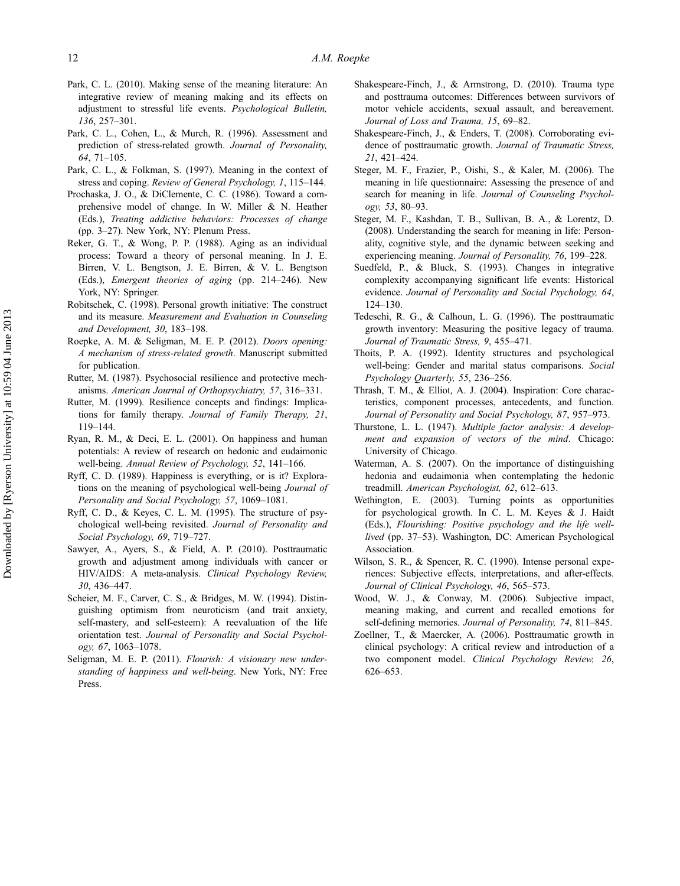Park, C. L. (2010). Making sense of the meaning literature: An integrative review of meaning making and its effects on adjustment to stressful life events. *Psychological Bulletin, 136*, 257–301.

Park, C. L., Cohen, L., & Murch, R. (1996). Assessment and prediction of stress-related growth. *Journal of Personality, 64*, 71–105.

Park, C. L., & Folkman, S. (1997). Meaning in the context of stress and coping. *Review of General Psychology, 1*, 115–144.

Prochaska, J. O., & DiClemente, C. C. (1986). Toward a comprehensive model of change. In W. Miller & N. Heather (Eds.), *Treating addictive behaviors: Processes of change* (pp. 3–27). New York, NY: Plenum Press.

Reker, G. T., & Wong, P. P. (1988). Aging as an individual process: Toward a theory of personal meaning. In J. E. Birren, V. L. Bengtson, J. E. Birren, & V. L. Bengtson (Eds.), *Emergent theories of aging* (pp. 214–246). New York, NY: Springer.

Robitschek, C. (1998). Personal growth initiative: The construct and its measure. *Measurement and Evaluation in Counseling and Development, 30*, 183–198.

Roepke, A. M. & Seligman, M. E. P. (2012). *Doors opening: A mechanism of stress-related growth*. Manuscript submitted for publication.

Rutter, M. (1987). Psychosocial resilience and protective mechanisms. *American Journal of Orthopsychiatry, 57*, 316–331.

Rutter, M. (1999). Resilience concepts and findings: Implications for family therapy. *Journal of Family Therapy, 21*, 119–144.

Ryan, R. M., & Deci, E. L. (2001). On happiness and human potentials: A review of research on hedonic and eudaimonic well-being. *Annual Review of Psychology, 52*, 141–166.

Ryff, C. D. (1989). Happiness is everything, or is it? Explorations on the meaning of psychological well-being *Journal of Personality and Social Psychology, 57*, 1069–1081.

Ryff, C. D., & Keyes, C. L. M. (1995). The structure of psychological well-being revisited. *Journal of Personality and Social Psychology, 69*, 719–727.

Sawyer, A., Ayers, S., & Field, A. P. (2010). Posttraumatic growth and adjustment among individuals with cancer or HIV/AIDS: A meta-analysis. *Clinical Psychology Review, 30*, 436–447.

Scheier, M. F., Carver, C. S., & Bridges, M. W. (1994). Distinguishing optimism from neuroticism (and trait anxiety, self-mastery, and self-esteem): A reevaluation of the life orientation test. *Journal of Personality and Social Psychology, 67*, 1063–1078.

Seligman, M. E. P. (2011). *Flourish: A visionary new understanding of happiness and well-being*. New York, NY: Free Press.

Shakespeare-Finch, J., & Armstrong, D. (2010). Trauma type and posttrauma outcomes: Differences between survivors of motor vehicle accidents, sexual assault, and bereavement. *Journal of Loss and Trauma, 15*, 69–82.

Shakespeare-Finch, J., & Enders, T. (2008). Corroborating evidence of posttraumatic growth. *Journal of Traumatic Stress, 21*, 421–424.

Steger, M. F., Frazier, P., Oishi, S., & Kaler, M. (2006). The meaning in life questionnaire: Assessing the presence of and search for meaning in life. *Journal of Counseling Psychology, 53*, 80–93.

Steger, M. F., Kashdan, T. B., Sullivan, B. A., & Lorentz, D. (2008). Understanding the search for meaning in life: Personality, cognitive style, and the dynamic between seeking and experiencing meaning. *Journal of Personality, 76*, 199–228.

Suedfeld, P., & Bluck, S. (1993). Changes in integrative complexity accompanying significant life events: Historical evidence. *Journal of Personality and Social Psychology, 64*, 124–130.

Tedeschi, R. G., & Calhoun, L. G. (1996). The posttraumatic growth inventory: Measuring the positive legacy of trauma. *Journal of Traumatic Stress, 9*, 455–471.

Thoits, P. A. (1992). Identity structures and psychological well-being: Gender and marital status comparisons. *Social Psychology Quarterly, 55*, 236–256.

Thrash, T. M., & Elliot, A. J. (2004). Inspiration: Core characteristics, component processes, antecedents, and function. *Journal of Personality and Social Psychology, 87*, 957–973.

Thurstone, L. L. (1947). *Multiple factor analysis: A development and expansion of vectors of the mind*. Chicago: University of Chicago.

Waterman, A. S. (2007). On the importance of distinguishing hedonia and eudaimonia when contemplating the hedonic treadmill. *American Psychologist, 62*, 612–613.

Wethington, E. (2003). Turning points as opportunities for psychological growth. In C. L. M. Keyes & J. Haidt (Eds.), *Flourishing: Positive psychology and the life well-lived* (pp. 37–53). Washington, DC: American Psychological Association.

Wilson, S. R., & Spencer, R. C. (1990). Intense personal experiences: Subjective effects, interpretations, and after-effects. *Journal of Clinical Psychology, 46*, 565–573.

Wood, W. J., & Conway, M. (2006). Subjective impact, meaning making, and current and recalled emotions for self-defining memories. *Journal of Personality, 74*, 811–845.

Zoellner, T., & Maercker, A. (2006). Posttraumatic growth in clinical psychology: A critical review and introduction of a two component model. *Clinical Psychology Review, 26*, 626–653.